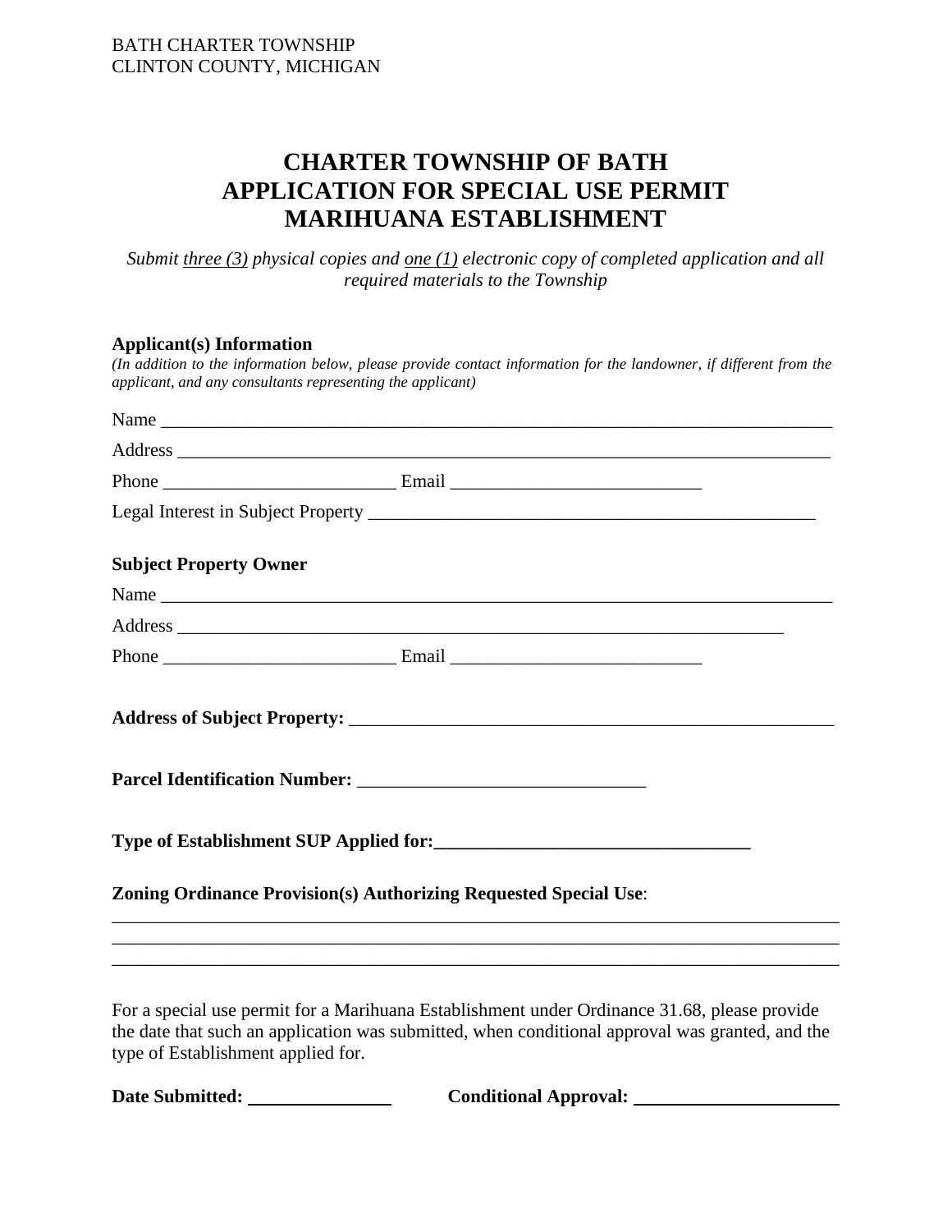BATH CHARTER TOWNSHIP
CLINTON COUNTY, MICHIGAN

# CHARTER TOWNSHIP OF BATH
# APPLICATION FOR SPECIAL USE PERMIT
# MARIHUANA ESTABLISHMENT

*Submit three (3) physical copies and one (1) electronic copy of completed application and all required materials to the Township*

**Applicant(s) Information**
*(In addition to the information below, please provide contact information for the landowner, if different from the applicant, and any consultants representing the applicant)*

Name ______________________________________________________________________________

Address ____________________________________________________________________________

Phone __________________________ Email ____________________________

Legal Interest in Subject Property __________________________________________________

**Subject Property Owner**

Name ______________________________________________________________________________

Address ______________________________________________________________________

Phone __________________________ Email ____________________________

**Address of Subject Property:** _______________________________________________________

**Parcel Identification Number:** _______________________________

**Type of Establishment SUP Applied for:**___________________________________

**Zoning Ordinance Provision(s) Authorizing Requested Special Use**:
_______________________________________________________________________________
_______________________________________________________________________________
_______________________________________________________________________________

For a special use permit for a Marihuana Establishment under Ordinance 31.68, please provide the date that such an application was submitted, when conditional approval was granted, and the type of Establishment applied for.

**Date Submitted:** _______________ **Conditional Approval:** ______________________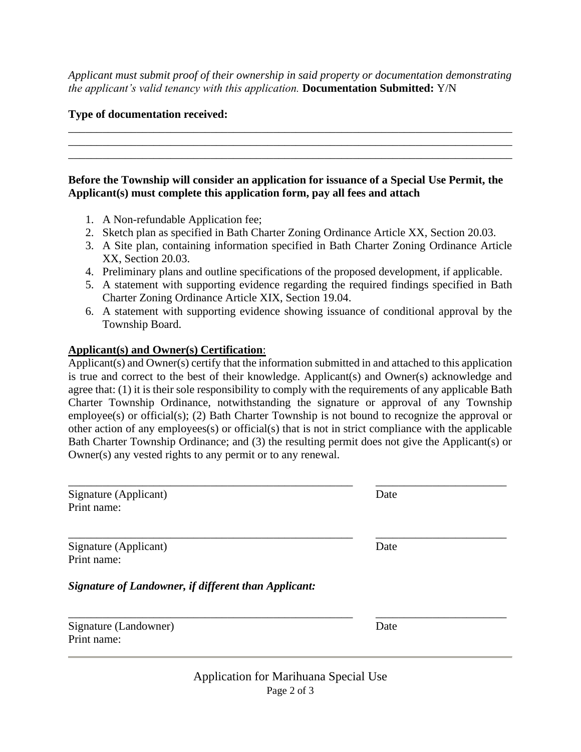*Applicant must submit proof of their ownership in said property or documentation demonstrating the applicant's valid tenancy with this application.* **Documentation Submitted:** Y/N

**Type of documentation received:**

________________________________________________________________________________
________________________________________________________________________________
________________________________________________________________________________

**Before the Township will consider an application for issuance of a Special Use Permit, the Applicant(s) must complete this application form, pay all fees and attach**

1. A Non-refundable Application fee;
2. Sketch plan as specified in Bath Charter Zoning Ordinance Article XX, Section 20.03.
3. A Site plan, containing information specified in Bath Charter Zoning Ordinance Article XX, Section 20.03.
4. Preliminary plans and outline specifications of the proposed development, if applicable.
5. A statement with supporting evidence regarding the required findings specified in Bath Charter Zoning Ordinance Article XIX, Section 19.04.
6. A statement with supporting evidence showing issuance of conditional approval by the Township Board.

**<u>Applicant(s) and Owner(s) Certification</u>**:

Applicant(s) and Owner(s) certify that the information submitted in and attached to this application is true and correct to the best of their knowledge. Applicant(s) and Owner(s) acknowledge and agree that: (1) it is their sole responsibility to comply with the requirements of any applicable Bath Charter Township Ordinance, notwithstanding the signature or approval of any Township employee(s) or official(s); (2) Bath Charter Township is not bound to recognize the approval or other action of any employees(s) or official(s) that is not in strict compliance with the applicable Bath Charter Township Ordinance; and (3) the resulting permit does not give the Applicant(s) or Owner(s) any vested rights to any permit or to any renewal.

____________________________________________________ ______________________

Signature (Applicant) Date

Print name:

____________________________________________________ ______________________

Signature (Applicant) Date

Print name:

***Signature of Landowner, if different than Applicant:***

____________________________________________________ ______________________

Signature (Landowner) Date

Print name: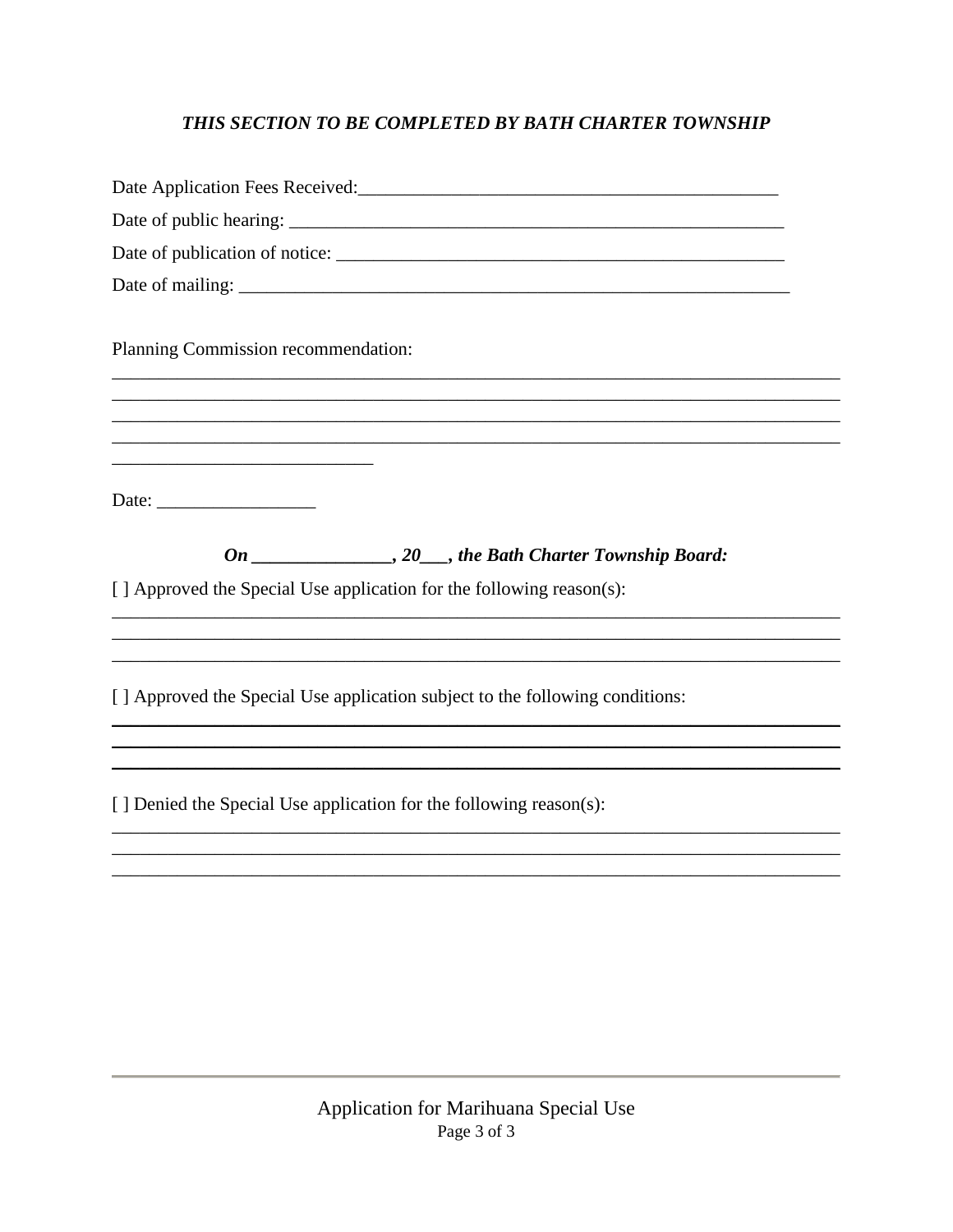***THIS SECTION TO BE COMPLETED BY BATH CHARTER TOWNSHIP***

Date Application Fees Received:______________________________________________

Date of public hearing: ________________________________________________________

Date of publication of notice: ________________________________________________

Date of mailing: ______________________________________________________________

Planning Commission recommendation:
_______________________________________________________________________________
_______________________________________________________________________________
_______________________________________________________________________________
_______________________________________________________________________________
____________________________

Date: _________________

***On _______________, 20___, the Bath Charter Township Board:***

[ ] Approved the Special Use application for the following reason(s):
_______________________________________________________________________________
_______________________________________________________________________________
_______________________________________________________________________________

[ ] Approved the Special Use application subject to the following conditions:
_______________________________________________________________________________
_______________________________________________________________________________
_______________________________________________________________________________

[ ] Denied the Special Use application for the following reason(s):
_______________________________________________________________________________
_______________________________________________________________________________
_______________________________________________________________________________